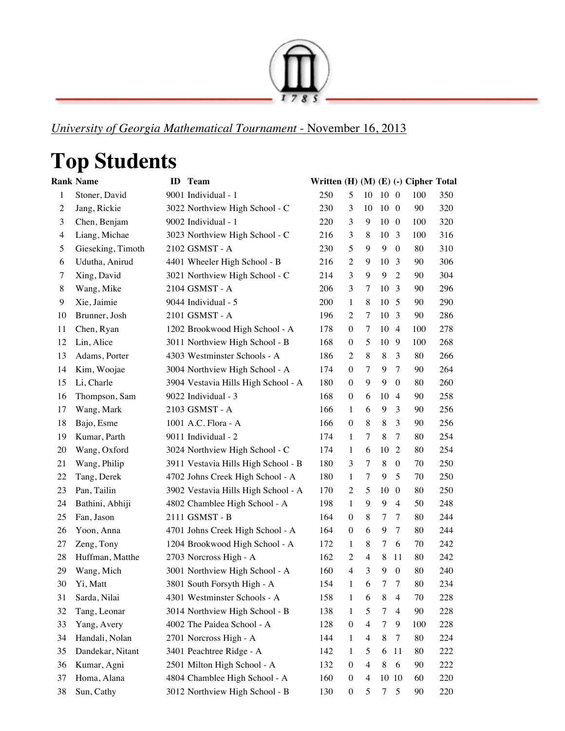University of Georgia Mathematical Tournament - November 16, 2013

# Top Students

| Rank | Name | ID | Team | Written | (H) | (M) | (E) | (-) | Cipher | Total |
|---|---|---|---|---|---|---|---|---|---|---|
| 1 | Stoner, David | 9001 | Individual - 1 | 250 | 5 | 10 | 10 | 0 | 100 | 350 |
| 2 | Jang, Rickie | 3022 | Northview High School - C | 230 | 3 | 10 | 10 | 0 | 90 | 320 |
| 3 | Chen, Benjam | 9002 | Individual - 1 | 220 | 3 | 9 | 10 | 0 | 100 | 320 |
| 4 | Liang, Michae | 3023 | Northview High School - C | 216 | 3 | 8 | 10 | 3 | 100 | 316 |
| 5 | Gieseking, Timoth | 2102 | GSMST - A | 230 | 5 | 9 | 9 | 0 | 80 | 310 |
| 6 | Udutha, Anirud | 4401 | Wheeler High School - B | 216 | 2 | 9 | 10 | 3 | 90 | 306 |
| 7 | Xing, David | 3021 | Northview High School - C | 214 | 3 | 9 | 9 | 2 | 90 | 304 |
| 8 | Wang, Mike | 2104 | GSMST - A | 206 | 3 | 7 | 10 | 3 | 90 | 296 |
| 9 | Xie, Jaimie | 9044 | Individual - 5 | 200 | 1 | 8 | 10 | 5 | 90 | 290 |
| 10 | Brunner, Josh | 2101 | GSMST - A | 196 | 2 | 7 | 10 | 3 | 90 | 286 |
| 11 | Chen, Ryan | 1202 | Brookwood High School - A | 178 | 0 | 7 | 10 | 4 | 100 | 278 |
| 12 | Lin, Alice | 3011 | Northview High School - B | 168 | 0 | 5 | 10 | 9 | 100 | 268 |
| 13 | Adams, Porter | 4303 | Westminster Schools - A | 186 | 2 | 8 | 8 | 3 | 80 | 266 |
| 14 | Kim, Woojae | 3004 | Northview High School - A | 174 | 0 | 7 | 9 | 7 | 90 | 264 |
| 15 | Li, Charle | 3904 | Vestavia Hills High School - A | 180 | 0 | 9 | 9 | 0 | 80 | 260 |
| 16 | Thompson, Sam | 9022 | Individual - 3 | 168 | 0 | 6 | 10 | 4 | 90 | 258 |
| 17 | Wang, Mark | 2103 | GSMST - A | 166 | 1 | 6 | 9 | 3 | 90 | 256 |
| 18 | Bajo, Esme | 1001 | A.C. Flora - A | 166 | 0 | 8 | 8 | 3 | 90 | 256 |
| 19 | Kumar, Parth | 9011 | Individual - 2 | 174 | 1 | 7 | 8 | 7 | 80 | 254 |
| 20 | Wang, Oxford | 3024 | Northview High School - C | 174 | 1 | 6 | 10 | 2 | 80 | 254 |
| 21 | Wang, Philip | 3911 | Vestavia Hills High School - B | 180 | 3 | 7 | 8 | 0 | 70 | 250 |
| 22 | Tang, Derek | 4702 | Johns Creek High School - A | 180 | 1 | 7 | 9 | 5 | 70 | 250 |
| 23 | Pan, Tailin | 3902 | Vestavia Hills High School - A | 170 | 2 | 5 | 10 | 0 | 80 | 250 |
| 24 | Bathini, Abhiji | 4802 | Chamblee High School - A | 198 | 1 | 9 | 9 | 4 | 50 | 248 |
| 25 | Fan, Jason | 2111 | GSMST - B | 164 | 0 | 8 | 7 | 7 | 80 | 244 |
| 26 | Yoon, Anna | 4701 | Johns Creek High School - A | 164 | 0 | 6 | 9 | 7 | 80 | 244 |
| 27 | Zeng, Tony | 1204 | Brookwood High School - A | 172 | 1 | 8 | 7 | 6 | 70 | 242 |
| 28 | Huffman, Matthe | 2703 | Norcross High - A | 162 | 2 | 4 | 8 | 11 | 80 | 242 |
| 29 | Wang, Mich | 3001 | Northview High School - A | 160 | 4 | 3 | 9 | 0 | 80 | 240 |
| 30 | Yi, Matt | 3801 | South Forsyth High - A | 154 | 1 | 6 | 7 | 7 | 80 | 234 |
| 31 | Sarda, Nilai | 4301 | Westminster Schools - A | 158 | 1 | 6 | 8 | 4 | 70 | 228 |
| 32 | Tang, Leonar | 3014 | Northview High School - B | 138 | 1 | 5 | 7 | 4 | 90 | 228 |
| 33 | Yang, Avery | 4002 | The Paidea School - A | 128 | 0 | 4 | 7 | 9 | 100 | 228 |
| 34 | Handali, Nolan | 2701 | Norcross High - A | 144 | 1 | 4 | 8 | 7 | 80 | 224 |
| 35 | Dandekar, Nitant | 3401 | Peachtree Ridge - A | 142 | 1 | 5 | 6 | 11 | 80 | 222 |
| 36 | Kumar, Agni | 2501 | Milton High School - A | 132 | 0 | 4 | 8 | 6 | 90 | 222 |
| 37 | Homa, Alana | 4804 | Chamblee High School - A | 160 | 0 | 4 | 10 | 10 | 60 | 220 |
| 38 | Sun, Cathy | 3012 | Northview High School - B | 130 | 0 | 5 | 7 | 5 | 90 | 220 |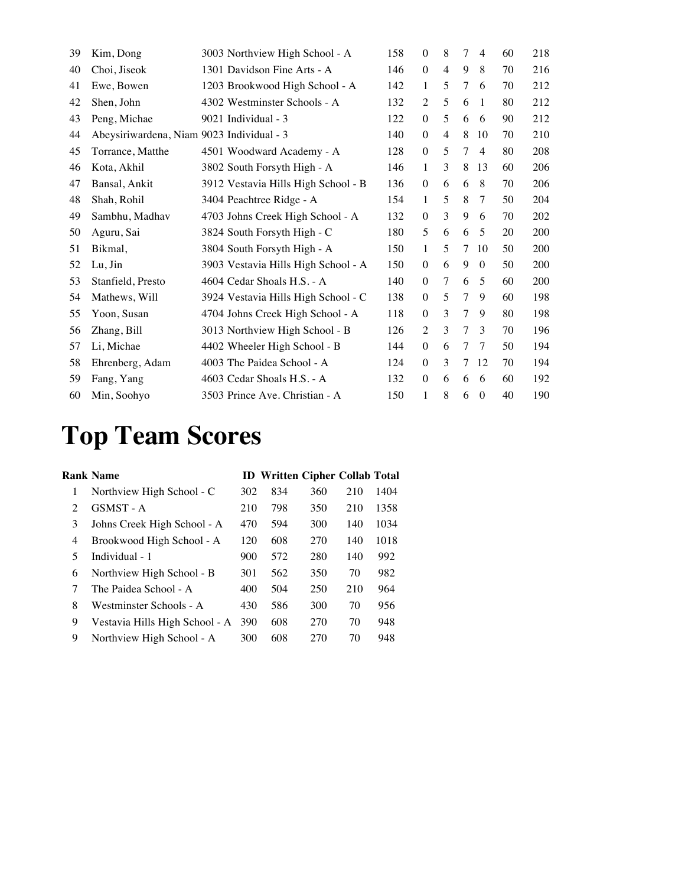| | | | | | | | | | |
|---|---|---|---|---|---|---|---|---|---|
| 39 | Kim, Dong | 3003 Northview High School - A | 158 | 0 | 8 | 7 | 4 | 60 | 218 |
| 40 | Choi, Jiseok | 1301 Davidson Fine Arts - A | 146 | 0 | 4 | 9 | 8 | 70 | 216 |
| 41 | Ewe, Bowen | 1203 Brookwood High School - A | 142 | 1 | 5 | 7 | 6 | 70 | 212 |
| 42 | Shen, John | 4302 Westminster Schools - A | 132 | 2 | 5 | 6 | 1 | 80 | 212 |
| 43 | Peng, Michae | 9021 Individual - 3 | 122 | 0 | 5 | 6 | 6 | 90 | 212 |
| 44 | Abeysiriwardena, Niam | 9023 Individual - 3 | 140 | 0 | 4 | 8 | 10 | 70 | 210 |
| 45 | Torrance, Matthe | 4501 Woodward Academy - A | 128 | 0 | 5 | 7 | 4 | 80 | 208 |
| 46 | Kota, Akhil | 3802 South Forsyth High - A | 146 | 1 | 3 | 8 | 13 | 60 | 206 |
| 47 | Bansal, Ankit | 3912 Vestavia Hills High School - B | 136 | 0 | 6 | 6 | 8 | 70 | 206 |
| 48 | Shah, Rohil | 3404 Peachtree Ridge - A | 154 | 1 | 5 | 8 | 7 | 50 | 204 |
| 49 | Sambhu, Madhav | 4703 Johns Creek High School - A | 132 | 0 | 3 | 9 | 6 | 70 | 202 |
| 50 | Aguru, Sai | 3824 South Forsyth High - C | 180 | 5 | 6 | 6 | 5 | 20 | 200 |
| 51 | Bikmal, | 3804 South Forsyth High - A | 150 | 1 | 5 | 7 | 10 | 50 | 200 |
| 52 | Lu, Jin | 3903 Vestavia Hills High School - A | 150 | 0 | 6 | 9 | 0 | 50 | 200 |
| 53 | Stanfield, Presto | 4604 Cedar Shoals H.S. - A | 140 | 0 | 7 | 6 | 5 | 60 | 200 |
| 54 | Mathews, Will | 3924 Vestavia Hills High School - C | 138 | 0 | 5 | 7 | 9 | 60 | 198 |
| 55 | Yoon, Susan | 4704 Johns Creek High School - A | 118 | 0 | 3 | 7 | 9 | 80 | 198 |
| 56 | Zhang, Bill | 3013 Northview High School - B | 126 | 2 | 3 | 7 | 3 | 70 | 196 |
| 57 | Li, Michae | 4402 Wheeler High School - B | 144 | 0 | 6 | 7 | 7 | 50 | 194 |
| 58 | Ehrenberg, Adam | 4003 The Paidea School - A | 124 | 0 | 3 | 7 | 12 | 70 | 194 |
| 59 | Fang, Yang | 4603 Cedar Shoals H.S. - A | 132 | 0 | 6 | 6 | 6 | 60 | 192 |
| 60 | Min, Soohyo | 3503 Prince Ave. Christian - A | 150 | 1 | 8 | 6 | 0 | 40 | 190 |

# Top Team Scores

| Rank | Name | ID | Written | Cipher | Collab | Total |
|---|---|---|---|---|---|---|
| 1 | Northview High School - C | 302 | 834 | 360 | 210 | 1404 |
| 2 | GSMST - A | 210 | 798 | 350 | 210 | 1358 |
| 3 | Johns Creek High School - A | 470 | 594 | 300 | 140 | 1034 |
| 4 | Brookwood High School - A | 120 | 608 | 270 | 140 | 1018 |
| 5 | Individual - 1 | 900 | 572 | 280 | 140 | 992 |
| 6 | Northview High School - B | 301 | 562 | 350 | 70 | 982 |
| 7 | The Paidea School - A | 400 | 504 | 250 | 210 | 964 |
| 8 | Westminster Schools - A | 430 | 586 | 300 | 70 | 956 |
| 9 | Vestavia Hills High School - A | 390 | 608 | 270 | 70 | 948 |
| 9 | Northview High School - A | 300 | 608 | 270 | 70 | 948 |